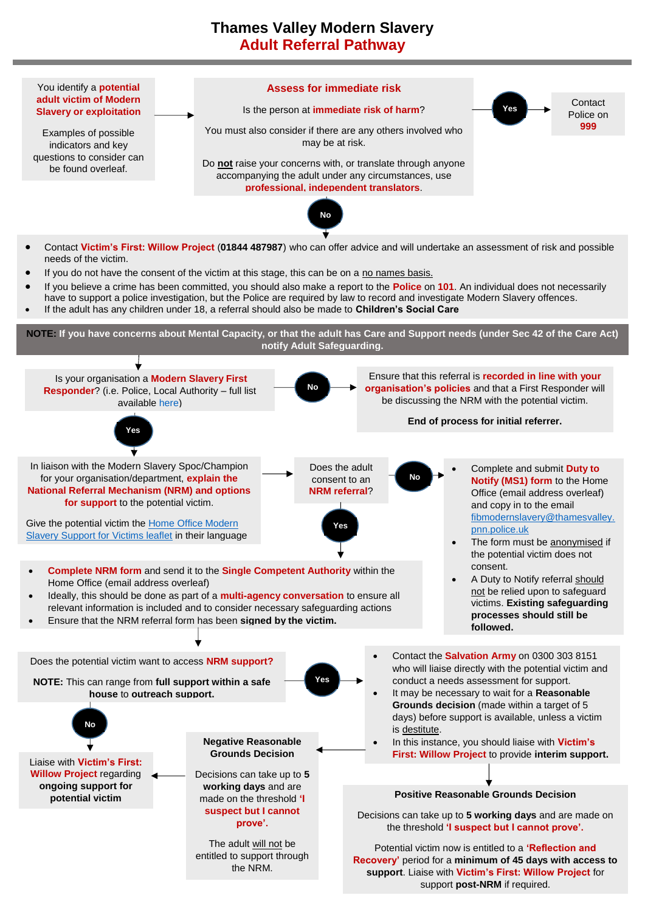# Thames Valley Modern Slavery
## Adult Referral Pathway

You identify a **potential adult victim of Modern Slavery or exploitation**

Examples of possible indicators and key questions to consider can be found overleaf.

### Assess for immediate risk

Is the person at **immediate risk of harm**?

You must also consider if there are any others involved who may be at risk.

Do **not** raise your concerns with, or translate through anyone accompanying the adult under any circumstances, use **professional, independent translators**.

**Yes** → Contact Police on **999**

**No** ↓

- Contact **Victim's First: Willow Project** (**01844 487987**) who can offer advice and will undertake an assessment of risk and possible needs of the victim.
- If you do not have the consent of the victim at this stage, this can be on a no names basis.
- If you believe a crime has been committed, you should also make a report to the **Police** on **101**. An individual does not necessarily have to support a police investigation, but the Police are required by law to record and investigate Modern Slavery offences.
- If the adult has any children under 18, a referral should also be made to **Children's Social Care**

**NOTE: If you have concerns about Mental Capacity, or that the adult has Care and Support needs (under Sec 42 of the Care Act) notify Adult Safeguarding.**

Is your organisation a **Modern Slavery First Responder**? (i.e. Police, Local Authority – full list available here)

**No** → Ensure that this referral is **recorded in line with your organisation's policies** and that a First Responder will be discussing the NRM with the potential victim.

**End of process for initial referrer.**

**Yes** ↓

In liaison with the Modern Slavery Spoc/Champion for your organisation/department, **explain the National Referral Mechanism (NRM) and options for support** to the potential victim.

Give the potential victim the Home Office Modern Slavery Support for Victims leaflet in their language

→ Does the adult consent to an **NRM referral**?

**No** →

- Complete and submit **Duty to Notify (MS1) form** to the Home Office (email address overleaf) and copy in to the email fibmodernslavery@thamesvalley.pnn.police.uk
- The form must be anonymised if the potential victim does not consent.
- A Duty to Notify referral should not be relied upon to safeguard victims. **Existing safeguarding processes should still be followed.**

**Yes** ↓

- **Complete NRM form** and send it to the **Single Competent Authority** within the Home Office (email address overleaf)
- Ideally, this should be done as part of a **multi-agency conversation** to ensure all relevant information is included and to consider necessary safeguarding actions
- Ensure that the NRM referral form has been **signed by the victim.**

Does the potential victim want to access **NRM support?**

**NOTE:** This can range from **full support within a safe house** to **outreach support.**

**Yes** →

- Contact the **Salvation Army** on 0300 303 8151 who will liaise directly with the potential victim and conduct a needs assessment for support.
- It may be necessary to wait for a **Reasonable Grounds decision** (made within a target of 5 days) before support is available, unless a victim is destitute.
- In this instance, you should liaise with **Victim's First: Willow Project** to provide **interim support.**

**No** ↓

Liaise with **Victim's First: Willow Project** regarding **ongoing support for potential victim**

**Negative Reasonable Grounds Decision**

Decisions can take up to **5 working days** and are made on the threshold **'I suspect but I cannot prove'.**

The adult will not be entitled to support through the NRM.

**Positive Reasonable Grounds Decision**

Decisions can take up to **5 working days** and are made on the threshold **'I suspect but I cannot prove'.**

Potential victim now is entitled to a **'Reflection and Recovery'** period for a **minimum of 45 days with access to support**. Liaise with **Victim's First: Willow Project** for support **post-NRM** if required.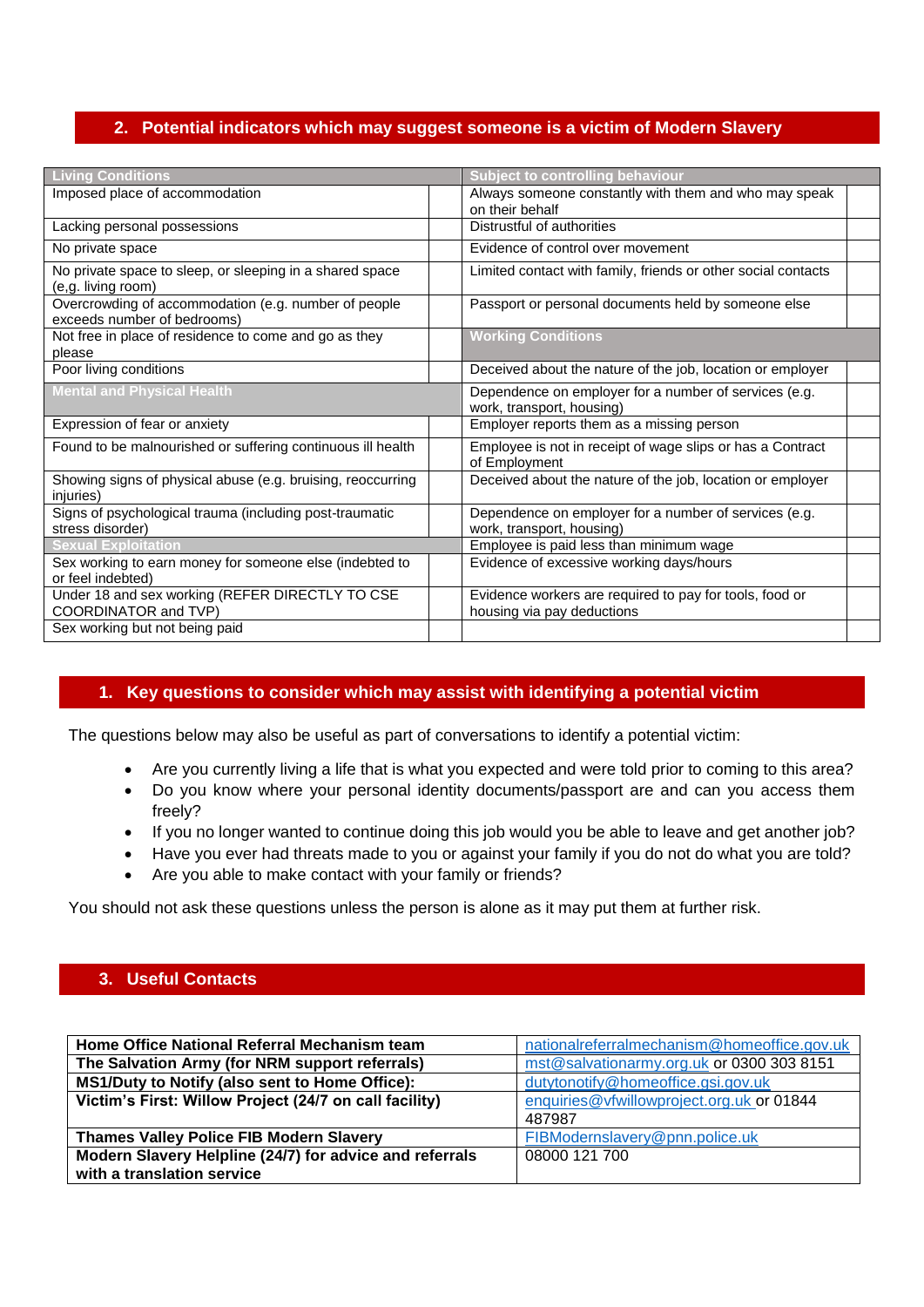## 2. Potential indicators which may suggest someone is a victim of Modern Slavery

| | | | |
|---|---|---|---|
| **Living Conditions** | | **Subject to controlling behaviour** | |
| Imposed place of accommodation | | Always someone constantly with them and who may speak on their behalf | |
| Lacking personal possessions | | Distrustful of authorities | |
| No private space | | Evidence of control over movement | |
| No private space to sleep, or sleeping in a shared space (e,g. living room) | | Limited contact with family, friends or other social contacts | |
| Overcrowding of accommodation (e.g. number of people exceeds number of bedrooms) | | Passport or personal documents held by someone else | |
| Not free in place of residence to come and go as they please | | **Working Conditions** | |
| Poor living conditions | | Deceived about the nature of the job, location or employer | |
| **Mental and Physical Health** | | Dependence on employer for a number of services (e.g. work, transport, housing) | |
| Expression of fear or anxiety | | Employer reports them as a missing person | |
| Found to be malnourished or suffering continuous ill health | | Employee is not in receipt of wage slips or has a Contract of Employment | |
| Showing signs of physical abuse (e.g. bruising, reoccurring injuries) | | Deceived about the nature of the job, location or employer | |
| Signs of psychological trauma (including post-traumatic stress disorder) | | Dependence on employer for a number of services (e.g. work, transport, housing) | |
| **Sexual Exploitation** | | Employee is paid less than minimum wage | |
| Sex working to earn money for someone else (indebted to or feel indebted) | | Evidence of excessive working days/hours | |
| Under 18 and sex working (REFER DIRECTLY TO CSE COORDINATOR and TVP) | | Evidence workers are required to pay for tools, food or housing via pay deductions | |
| Sex working but not being paid | | | |

## 1. Key questions to consider which may assist with identifying a potential victim

The questions below may also be useful as part of conversations to identify a potential victim:

- Are you currently living a life that is what you expected and were told prior to coming to this area?
- Do you know where your personal identity documents/passport are and can you access them freely?
- If you no longer wanted to continue doing this job would you be able to leave and get another job?
- Have you ever had threats made to you or against your family if you do not do what you are told?
- Are you able to make contact with your family or friends?

You should not ask these questions unless the person is alone as it may put them at further risk.

## 3. Useful Contacts

| | |
|---|---|
| **Home Office National Referral Mechanism team** | nationalreferralmechanism@homeoffice.gov.uk |
| **The Salvation Army (for NRM support referrals)** | mst@salvationarmy.org.uk or 0300 303 8151 |
| **MS1/Duty to Notify (also sent to Home Office):** | dutytonotify@homeoffice.gsi.gov.uk |
| **Victim's First: Willow Project (24/7 on call facility)** | enquiries@vfwillowproject.org.uk or 01844 487987 |
| **Thames Valley Police FIB Modern Slavery** | FIBModernslavery@pnn.police.uk |
| **Modern Slavery Helpline (24/7) for advice and referrals with a translation service** | 08000 121 700 |